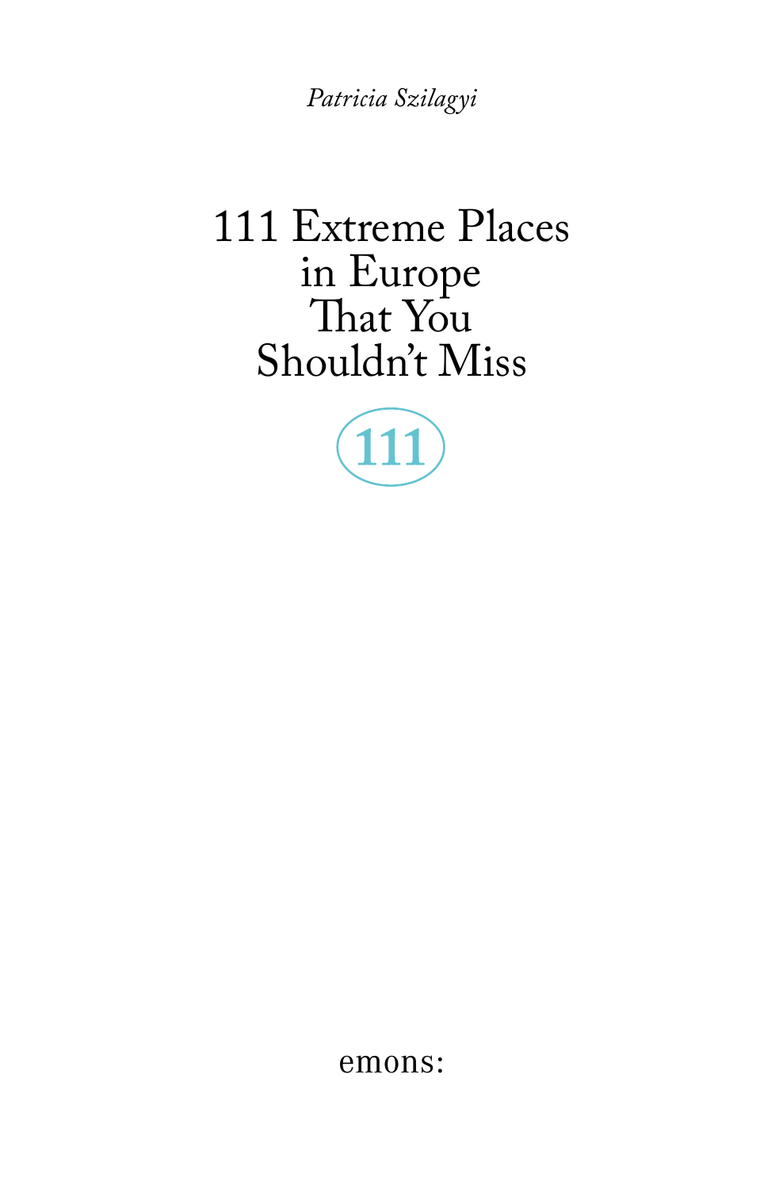*Patricia Szilagyi*

# 111 Extreme Places in Europe That You Shouldn't Miss

111

emons: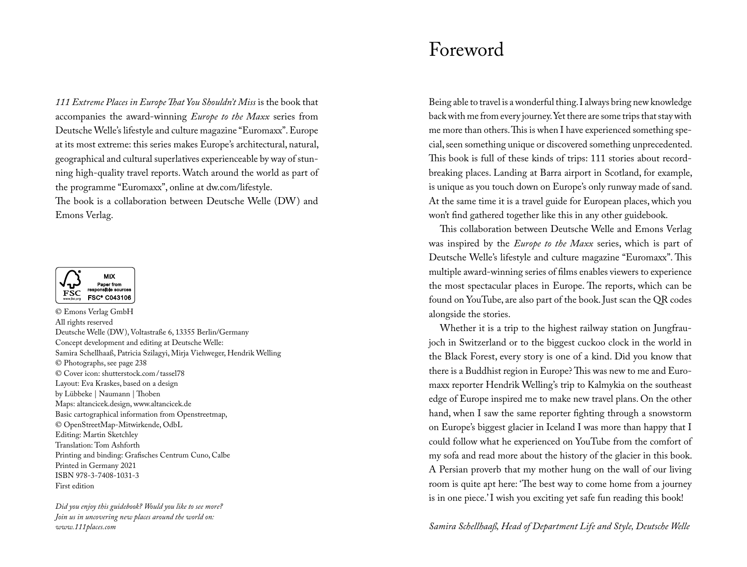*111 Extreme Places in Europe That You Shouldn't Miss* is the book that accompanies the award-winning *Europe to the Maxx* series from Deutsche Welle's lifestyle and culture magazine "Euromaxx". Europe at its most extreme: this series makes Europe's architectural, natural, geographical and cultural superlatives experienceable by way of stunning high-quality travel reports. Watch around the world as part of the programme "Euromaxx", online at dw.com/lifestyle.
The book is a collaboration between Deutsche Welle (DW) and Emons Verlag.

MIX
Paper from responsible sources
FSC® C043106

© Emons Verlag GmbH
All rights reserved
Deutsche Welle (DW), Voltastraße 6, 13355 Berlin/Germany
Concept development and editing at Deutsche Welle:
Samira Schellhaaß, Patricia Szilagyi, Mirja Viehweger, Hendrik Welling
© Photographs, see page 238
© Cover icon: shutterstock.com / tassel78
Layout: Eva Kraskes, based on a design
by Lübbeke | Naumann | Thoben
Maps: altancicek.design, www.altancicek.de
Basic cartographical information from Openstreetmap,
© OpenStreetMap-Mitwirkende, OdbL
Editing: Martin Sketchley
Translation: Tom Ashforth
Printing and binding: Grafisches Centrum Cuno, Calbe
Printed in Germany 2021
ISBN 978-3-7408-1031-3
First edition

*Did you enjoy this guidebook? Would you like to see more?*
*Join us in uncovering new places around the world on:*
*www.111places.com*

# Foreword

Being able to travel is a wonderful thing. I always bring new knowledge back with me from every journey. Yet there are some trips that stay with me more than others. This is when I have experienced something special, seen something unique or discovered something unprecedented. This book is full of these kinds of trips: 111 stories about record-breaking places. Landing at Barra airport in Scotland, for example, is unique as you touch down on Europe's only runway made of sand. At the same time it is a travel guide for European places, which you won't find gathered together like this in any other guidebook.

This collaboration between Deutsche Welle and Emons Verlag was inspired by the *Europe to the Maxx* series, which is part of Deutsche Welle's lifestyle and culture magazine "Euromaxx". This multiple award-winning series of films enables viewers to experience the most spectacular places in Europe. The reports, which can be found on YouTube, are also part of the book. Just scan the QR codes alongside the stories.

Whether it is a trip to the highest railway station on Jungfraujoch in Switzerland or to the biggest cuckoo clock in the world in the Black Forest, every story is one of a kind. Did you know that there is a Buddhist region in Europe? This was new to me and Euromaxx reporter Hendrik Welling's trip to Kalmykia on the southeast edge of Europe inspired me to make new travel plans. On the other hand, when I saw the same reporter fighting through a snowstorm on Europe's biggest glacier in Iceland I was more than happy that I could follow what he experienced on YouTube from the comfort of my sofa and read more about the history of the glacier in this book. A Persian proverb that my mother hung on the wall of our living room is quite apt here: 'The best way to come home from a journey is in one piece.' I wish you exciting yet safe fun reading this book!

*Samira Schellhaaß, Head of Department Life and Style, Deutsche Welle*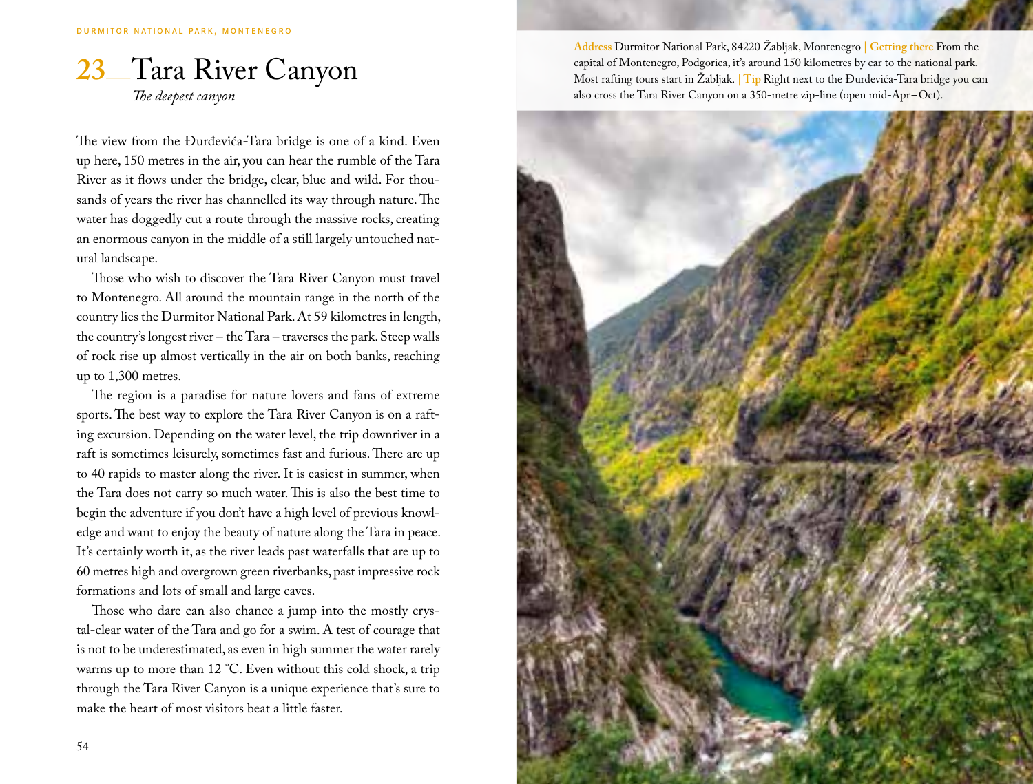DURMITOR NATIONAL PARK, MONTENEGRO

# 23 Tara River Canyon

*The deepest canyon*

The view from the Đurđevića-Tara bridge is one of a kind. Even up here, 150 metres in the air, you can hear the rumble of the Tara River as it flows under the bridge, clear, blue and wild. For thousands of years the river has channelled its way through nature. The water has doggedly cut a route through the massive rocks, creating an enormous canyon in the middle of a still largely untouched natural landscape.

Those who wish to discover the Tara River Canyon must travel to Montenegro. All around the mountain range in the north of the country lies the Durmitor National Park. At 59 kilometres in length, the country's longest river – the Tara – traverses the park. Steep walls of rock rise up almost vertically in the air on both banks, reaching up to 1,300 metres.

The region is a paradise for nature lovers and fans of extreme sports. The best way to explore the Tara River Canyon is on a rafting excursion. Depending on the water level, the trip downriver in a raft is sometimes leisurely, sometimes fast and furious. There are up to 40 rapids to master along the river. It is easiest in summer, when the Tara does not carry so much water. This is also the best time to begin the adventure if you don't have a high level of previous knowledge and want to enjoy the beauty of nature along the Tara in peace. It's certainly worth it, as the river leads past waterfalls that are up to 60 metres high and overgrown green riverbanks, past impressive rock formations and lots of small and large caves.

Those who dare can also chance a jump into the mostly crystal-clear water of the Tara and go for a swim. A test of courage that is not to be underestimated, as even in high summer the water rarely warms up to more than 12 °C. Even without this cold shock, a trip through the Tara River Canyon is a unique experience that's sure to make the heart of most visitors beat a little faster.

**Address** Durmitor National Park, 84220 Žabljak, Montenegro | **Getting there** From the capital of Montenegro, Podgorica, it's around 150 kilometres by car to the national park. Most rafting tours start in Žabljak. | **Tip** Right next to the Đurđevića-Tara bridge you can also cross the Tara River Canyon on a 350-metre zip-line (open mid-Apr–Oct).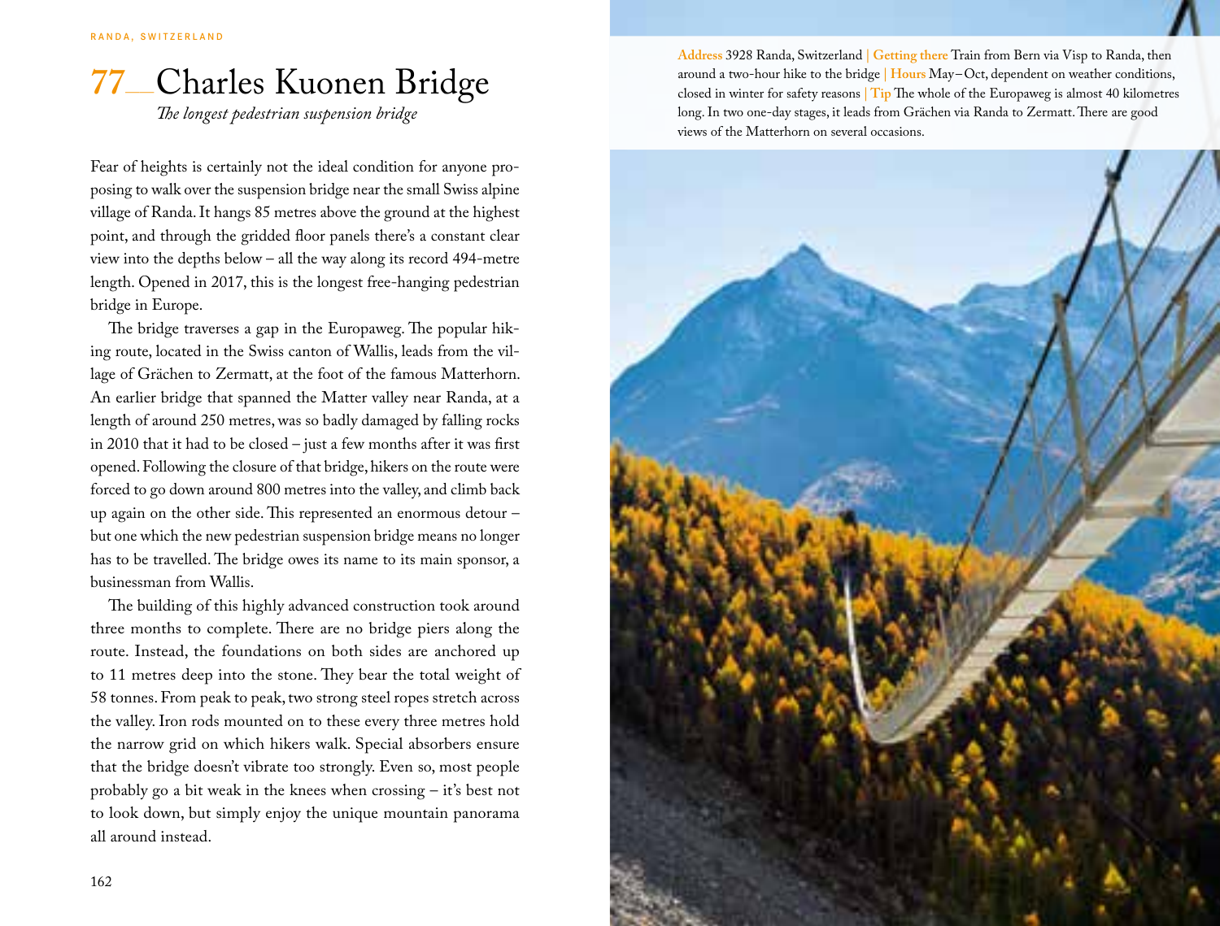# 77__Charles Kuonen Bridge

*The longest pedestrian suspension bridge*

Fear of heights is certainly not the ideal condition for anyone proposing to walk over the suspension bridge near the small Swiss alpine village of Randa. It hangs 85 metres above the ground at the highest point, and through the gridded floor panels there's a constant clear view into the depths below – all the way along its record 494-metre length. Opened in 2017, this is the longest free-hanging pedestrian bridge in Europe.

The bridge traverses a gap in the Europaweg. The popular hiking route, located in the Swiss canton of Wallis, leads from the village of Grächen to Zermatt, at the foot of the famous Matterhorn. An earlier bridge that spanned the Matter valley near Randa, at a length of around 250 metres, was so badly damaged by falling rocks in 2010 that it had to be closed – just a few months after it was first opened. Following the closure of that bridge, hikers on the route were forced to go down around 800 metres into the valley, and climb back up again on the other side. This represented an enormous detour – but one which the new pedestrian suspension bridge means no longer has to be travelled. The bridge owes its name to its main sponsor, a businessman from Wallis.

The building of this highly advanced construction took around three months to complete. There are no bridge piers along the route. Instead, the foundations on both sides are anchored up to 11 metres deep into the stone. They bear the total weight of 58 tonnes. From peak to peak, two strong steel ropes stretch across the valley. Iron rods mounted on to these every three metres hold the narrow grid on which hikers walk. Special absorbers ensure that the bridge doesn't vibrate too strongly. Even so, most people probably go a bit weak in the knees when crossing – it's best not to look down, but simply enjoy the unique mountain panorama all around instead.

**Address** 3928 Randa, Switzerland | **Getting there** Train from Bern via Visp to Randa, then around a two-hour hike to the bridge | **Hours** May–Oct, dependent on weather conditions, closed in winter for safety reasons | **Tip** The whole of the Europaweg is almost 40 kilometres long. In two one-day stages, it leads from Grächen via Randa to Zermatt. There are good views of the Matterhorn on several occasions.